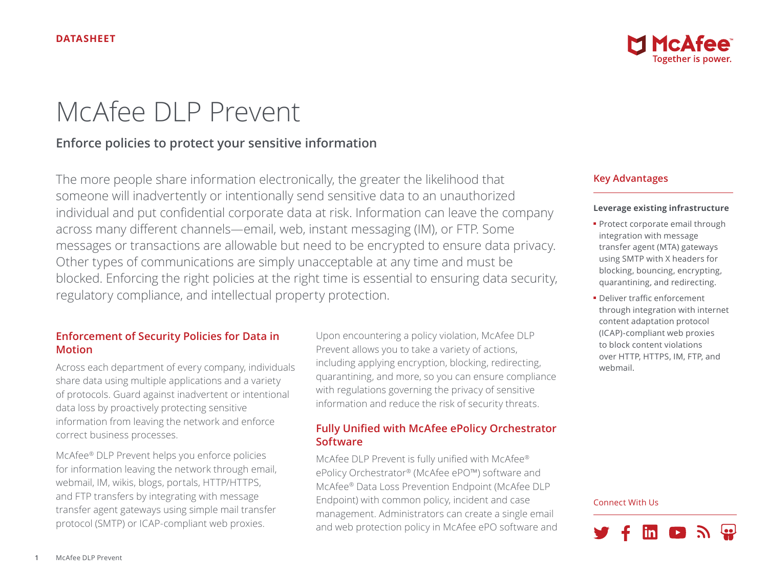DATASHEET

# McAfee DLP Prevent

## Enforce policies to protect your sensitive information

The more people share information electronically, the greater the likelihood that someone will inadvertently or intentionally send sensitive data to an unauthorized individual and put confidential corporate data at risk. Information can leave the company across many different channels—email, web, instant messaging (IM), or FTP. Some messages or transactions are allowable but need to be encrypted to ensure data privacy. Other types of communications are simply unacceptable at any time and must be blocked. Enforcing the right policies at the right time is essential to ensuring data security, regulatory compliance, and intellectual property protection.

### Enforcement of Security Policies for Data in Motion

Across each department of every company, individuals share data using multiple applications and a variety of protocols. Guard against inadvertent or intentional data loss by proactively protecting sensitive information from leaving the network and enforce correct business processes.

McAfee® DLP Prevent helps you enforce policies for information leaving the network through email, webmail, IM, wikis, blogs, portals, HTTP/HTTPS, and FTP transfers by integrating with message transfer agent gateways using simple mail transfer protocol (SMTP) or ICAP-compliant web proxies.

Upon encountering a policy violation, McAfee DLP Prevent allows you to take a variety of actions, including applying encryption, blocking, redirecting, quarantining, and more, so you can ensure compliance with regulations governing the privacy of sensitive information and reduce the risk of security threats.

### Fully Unified with McAfee ePolicy Orchestrator Software

McAfee DLP Prevent is fully unified with McAfee® ePolicy Orchestrator® (McAfee ePO™) software and McAfee® Data Loss Prevention Endpoint (McAfee DLP Endpoint) with common policy, incident and case management. Administrators can create a single email and web protection policy in McAfee ePO software and

### Key Advantages

**Leverage existing infrastructure**

- Protect corporate email through integration with message transfer agent (MTA) gateways using SMTP with X headers for blocking, bouncing, encrypting, quarantining, and redirecting.
- Deliver traffic enforcement through integration with internet content adaptation protocol (ICAP)-compliant web proxies to block content violations over HTTP, HTTPS, IM, FTP, and webmail.

Connect With Us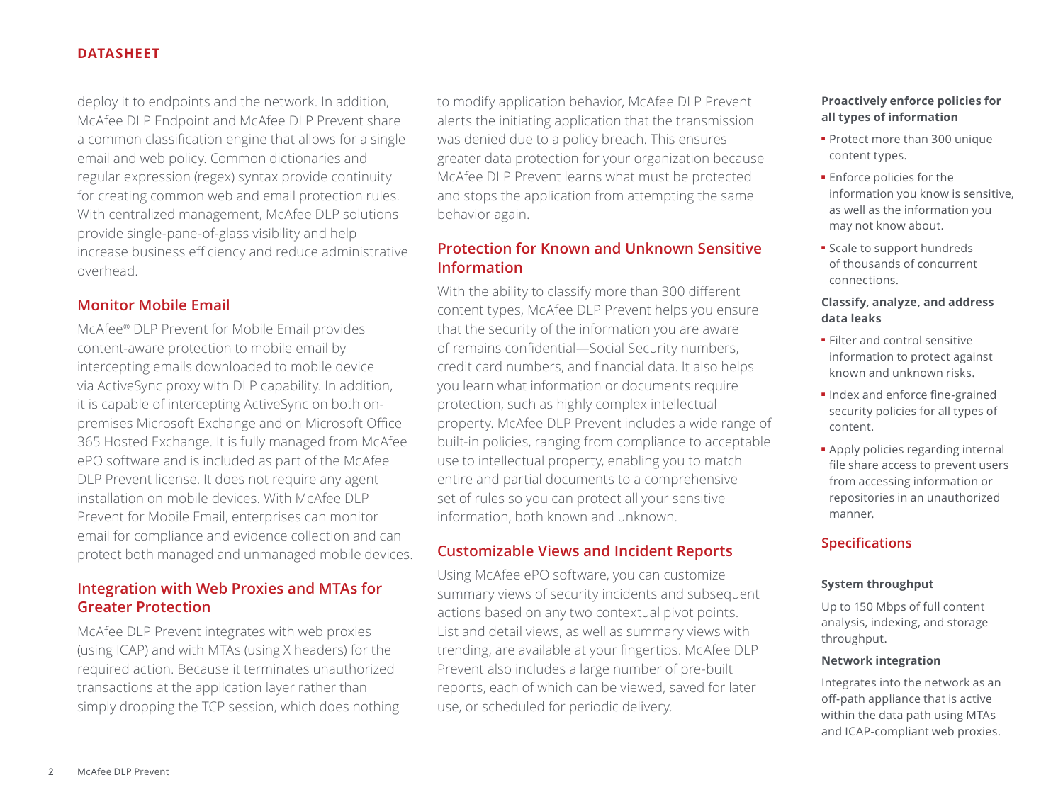deploy it to endpoints and the network. In addition, McAfee DLP Endpoint and McAfee DLP Prevent share a common classification engine that allows for a single email and web policy. Common dictionaries and regular expression (regex) syntax provide continuity for creating common web and email protection rules. With centralized management, McAfee DLP solutions provide single-pane-of-glass visibility and help increase business efficiency and reduce administrative overhead.

## Monitor Mobile Email

McAfee® DLP Prevent for Mobile Email provides content-aware protection to mobile email by intercepting emails downloaded to mobile device via ActiveSync proxy with DLP capability. In addition, it is capable of intercepting ActiveSync on both on-premises Microsoft Exchange and on Microsoft Office 365 Hosted Exchange. It is fully managed from McAfee ePO software and is included as part of the McAfee DLP Prevent license. It does not require any agent installation on mobile devices. With McAfee DLP Prevent for Mobile Email, enterprises can monitor email for compliance and evidence collection and can protect both managed and unmanaged mobile devices.

## Integration with Web Proxies and MTAs for Greater Protection

McAfee DLP Prevent integrates with web proxies (using ICAP) and with MTAs (using X headers) for the required action. Because it terminates unauthorized transactions at the application layer rather than simply dropping the TCP session, which does nothing to modify application behavior, McAfee DLP Prevent alerts the initiating application that the transmission was denied due to a policy breach. This ensures greater data protection for your organization because McAfee DLP Prevent learns what must be protected and stops the application from attempting the same behavior again.

## Protection for Known and Unknown Sensitive Information

With the ability to classify more than 300 different content types, McAfee DLP Prevent helps you ensure that the security of the information you are aware of remains confidential—Social Security numbers, credit card numbers, and financial data. It also helps you learn what information or documents require protection, such as highly complex intellectual property. McAfee DLP Prevent includes a wide range of built-in policies, ranging from compliance to acceptable use to intellectual property, enabling you to match entire and partial documents to a comprehensive set of rules so you can protect all your sensitive information, both known and unknown.

## Customizable Views and Incident Reports

Using McAfee ePO software, you can customize summary views of security incidents and subsequent actions based on any two contextual pivot points. List and detail views, as well as summary views with trending, are available at your fingertips. McAfee DLP Prevent also includes a large number of pre-built reports, each of which can be viewed, saved for later use, or scheduled for periodic delivery.

**Proactively enforce policies for all types of information**

- Protect more than 300 unique content types.
- Enforce policies for the information you know is sensitive, as well as the information you may not know about.
- Scale to support hundreds of thousands of concurrent connections.

**Classify, analyze, and address data leaks**

- Filter and control sensitive information to protect against known and unknown risks.
- Index and enforce fine-grained security policies for all types of content.
- Apply policies regarding internal file share access to prevent users from accessing information or repositories in an unauthorized manner.

## Specifications

**System throughput**

Up to 150 Mbps of full content analysis, indexing, and storage throughput.

**Network integration**

Integrates into the network as an off-path appliance that is active within the data path using MTAs and ICAP-compliant web proxies.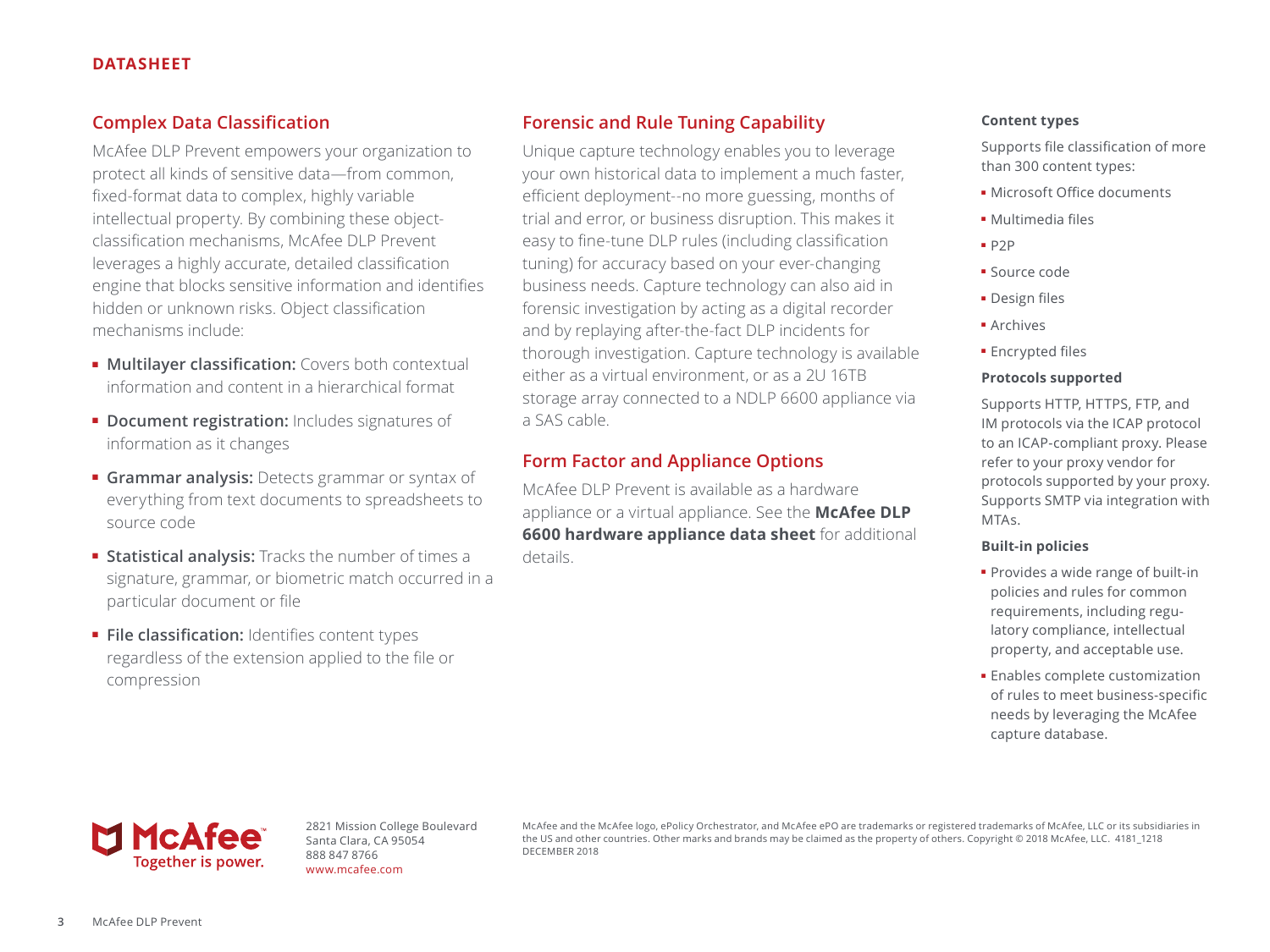## Complex Data Classification

McAfee DLP Prevent empowers your organization to protect all kinds of sensitive data—from common, fixed-format data to complex, highly variable intellectual property. By combining these object-classification mechanisms, McAfee DLP Prevent leverages a highly accurate, detailed classification engine that blocks sensitive information and identifies hidden or unknown risks. Object classification mechanisms include:

- **Multilayer classification:** Covers both contextual information and content in a hierarchical format
- **Document registration:** Includes signatures of information as it changes
- **Grammar analysis:** Detects grammar or syntax of everything from text documents to spreadsheets to source code
- **Statistical analysis:** Tracks the number of times a signature, grammar, or biometric match occurred in a particular document or file
- **File classification:** Identifies content types regardless of the extension applied to the file or compression

## Forensic and Rule Tuning Capability

Unique capture technology enables you to leverage your own historical data to implement a much faster, efficient deployment--no more guessing, months of trial and error, or business disruption. This makes it easy to fine-tune DLP rules (including classification tuning) for accuracy based on your ever-changing business needs. Capture technology can also aid in forensic investigation by acting as a digital recorder and by replaying after-the-fact DLP incidents for thorough investigation. Capture technology is available either as a virtual environment, or as a 2U 16TB storage array connected to a NDLP 6600 appliance via a SAS cable.

## Form Factor and Appliance Options

McAfee DLP Prevent is available as a hardware appliance or a virtual appliance. See the **McAfee DLP 6600 hardware appliance data sheet** for additional details.

### Content types

Supports file classification of more than 300 content types:

- Microsoft Office documents
- Multimedia files
- P2P
- Source code
- Design files
- Archives
- Encrypted files

### Protocols supported

Supports HTTP, HTTPS, FTP, and IM protocols via the ICAP protocol to an ICAP-compliant proxy. Please refer to your proxy vendor for protocols supported by your proxy. Supports SMTP via integration with MTAs.

### Built-in policies

- Provides a wide range of built-in policies and rules for common requirements, including regulatory compliance, intellectual property, and acceptable use.
- Enables complete customization of rules to meet business-specific needs by leveraging the McAfee capture database.

McAfee
Together is power.

2821 Mission College Boulevard
Santa Clara, CA 95054
888 847 8766
www.mcafee.com

McAfee and the McAfee logo, ePolicy Orchestrator, and McAfee ePO are trademarks or registered trademarks of McAfee, LLC or its subsidiaries in the US and other countries. Other marks and brands may be claimed as the property of others. Copyright © 2018 McAfee, LLC. 4181_1218
DECEMBER 2018